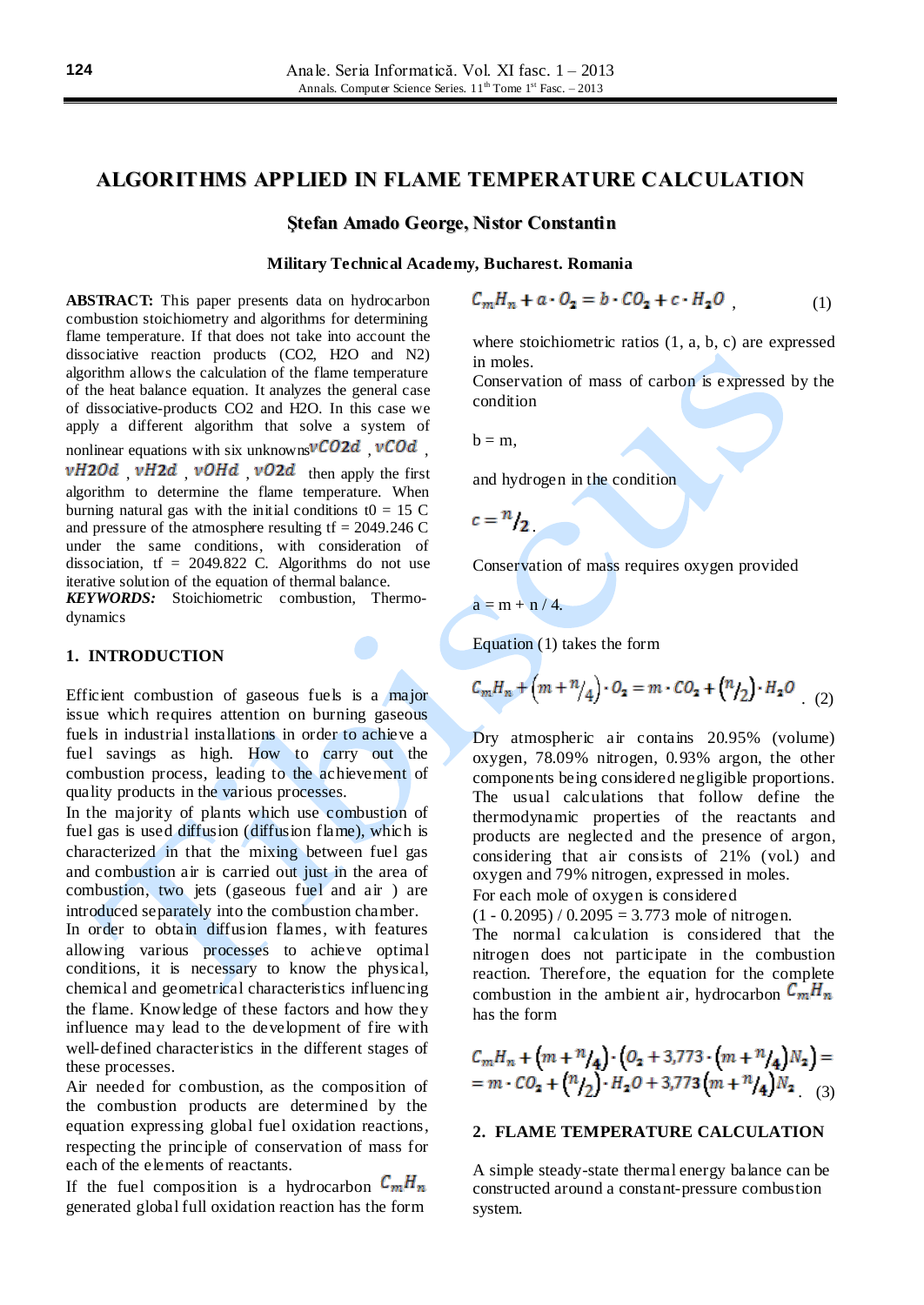# ALGORITHMS APPLIED IN FLAME TEMPERATURE CALCULATION

**Ştefan Amado George, Nistor Constantin**

**Military Technical Academy, Bucharest. Romania**

**ABSTRACT:** This paper presents data on hydrocarbon combustion stoichiometry and algorithms for determining flame temperature. If that does not take into account the dissociative reaction products (CO2, H2O and N2) algorithm allows the calculation of the flame temperature of the heat balance equation. It analyzes the general case of dissociative-products CO2 and H2O. In this case we apply a different algorithm that solve a system of nonlinear equations with six unknowns $vCO2d$ , $vCOd$ , $vH2Od$ , $vH2d$ , $vOHd$ , $vO2d$ then apply the first algorithm to determine the flame temperature. When burning natural gas with the initial conditions t0 = 15 C and pressure of the atmosphere resulting tf = 2049.246 C under the same conditions, with consideration of dissociation, tf = 2049.822 C. Algorithms do not use iterative solution of the equation of thermal balance.

***KEYWORDS:*** Stoichiometric combustion, Thermo-dynamics

## 1. INTRODUCTION

Efficient combustion of gaseous fuels is a major issue which requires attention on burning gaseous fuels in industrial installations in order to achieve a fuel savings as high. How to carry out the combustion process, leading to the achievement of quality products in the various processes.

In the majority of plants which use combustion of fuel gas is used diffusion (diffusion flame), which is characterized in that the mixing between fuel gas and combustion air is carried out just in the area of combustion, two jets (gaseous fuel and air ) are introduced separately into the combustion chamber.

In order to obtain diffusion flames, with features allowing various processes to achieve optimal conditions, it is necessary to know the physical, chemical and geometrical characteristics influencing the flame. Knowledge of these factors and how they influence may lead to the development of fire with well-defined characteristics in the different stages of these processes.

Air needed for combustion, as the composition of the combustion products are determined by the equation expressing global fuel oxidation reactions, respecting the principle of conservation of mass for each of the elements of reactants.

If the fuel composition is a hydrocarbon $C_mH_n$ generated global full oxidation reaction has the form

$$C_mH_n + a \cdot O_2 = b \cdot CO_2 + c \cdot H_2O \qquad (1)$$

where stoichiometric ratios (1, a, b, c) are expressed in moles.

Conservation of mass of carbon is expressed by the condition

b = m,

and hydrogen in the condition

$c = {}^{n}/_{2}$.

Conservation of mass requires oxygen provided

a = m + n / 4.

Equation (1) takes the form

$$C_mH_n + \left(m + {}^{n}/_{4}\right) \cdot O_2 = m \cdot CO_2 + \left({}^{n}/_{2}\right) \cdot H_2O \qquad (2)$$

Dry atmospheric air contains 20.95% (volume) oxygen, 78.09% nitrogen, 0.93% argon, the other components being considered negligible proportions. The usual calculations that follow define the thermodynamic properties of the reactants and products are neglected and the presence of argon, considering that air consists of 21% (vol.) and oxygen and 79% nitrogen, expressed in moles.

For each mole of oxygen is considered

(1 - 0.2095) / 0.2095 = 3.773 mole of nitrogen.

The normal calculation is considered that the nitrogen does not participate in the combustion reaction. Therefore, the equation for the complete combustion in the ambient air, hydrocarbon $C_mH_n$ has the form

$$C_mH_n + \left(m + {}^{n}/_{4}\right) \cdot \left(O_2 + 3{,}773 \cdot \left(m + {}^{n}/_{4}\right) N_2\right) = $$
$$= m \cdot CO_2 + \left({}^{n}/_{2}\right) \cdot H_2O + 3{,}773 \left(m + {}^{n}/_{4}\right) N_2 \qquad (3)$$

## 2. FLAME TEMPERATURE CALCULATION

A simple steady-state thermal energy balance can be constructed around a constant-pressure combustion system.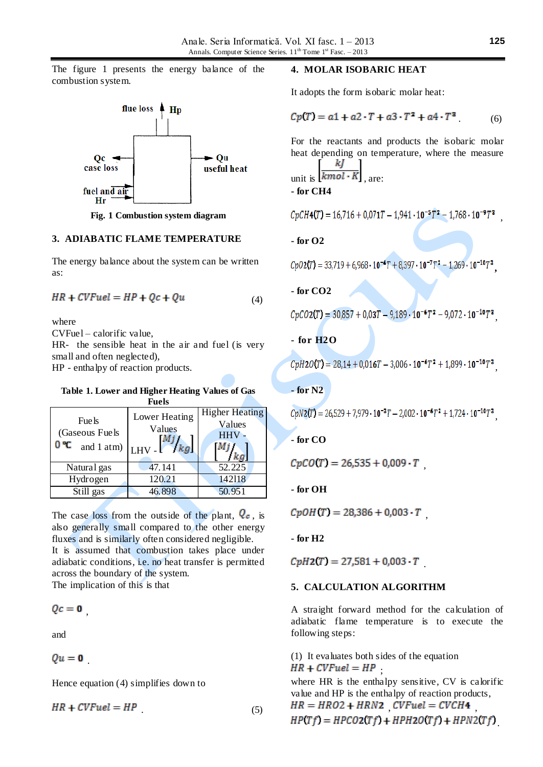The figure 1 presents the energy balance of the combustion system.

flue loss Hp

Qc case loss

Qu useful heat

fuel and air Hr

**Fig. 1 Combustion system diagram**

## 3. ADIABATIC FLAME TEMPERATURE

The energy balance about the system can be written as:

$$HR + CVFuel = HP + Qc + Qu \quad (4)$$

where

CVFuel – calorific value,

HR- the sensible heat in the air and fuel (is very small and often neglected),

HP - enthalpy of reaction products.

**Table 1. Lower and Higher Heating Values of Gas Fuels**

| Fuels (Gaseous Fuels 0 ℃ and 1 atm) | Lower Heating Values LHV - $\left[{}^{Mj}/_{kg}\right]$ | Higher Heating Values HHV - $\left[{}^{Mj}/_{kg}\right]$ |
|---|---|---|
| Natural gas | 47.141 | 52.225 |
| Hydrogen | 120.21 | 142118 |
| Still gas | 46.898 | 50.951 |

The case loss from the outside of the plant, $Q_c$, is also generally small compared to the other energy fluxes and is similarly often considered negligible.

It is assumed that combustion takes place under adiabatic conditions, i.e. no heat transfer is permitted across the boundary of the system.

The implication of this is that

$$Qc = 0 \text{ ,}$$

and

$$Qu = 0 \text{ .}$$

Hence equation (4) simplifies down to

$$HR + CVFuel = HP \text{ .} \quad (5)$$

## 4. MOLAR ISOBARIC HEAT

It adopts the form isobaric molar heat:

$$Cp(T) = a1 + a2 \cdot T + a3 \cdot T^2 + a4 \cdot T^3 \text{ .} \quad (6)$$

For the reactants and products the isobaric molar heat depending on temperature, where the measure unit is $\left[\frac{kJ}{kmol \cdot K}\right]$, are:

- **for CH4**

$$CpCH4(T) = 16{,}716 + 0{,}071T - 1{,}941 \cdot 10^{-5}T^2 - 1{,}768 \cdot 10^{-9}T^3 \text{ ,}$$

- **for O2**

$$CpO2(T) = 33{,}719 + 6{,}968 \cdot 10^{-4}T + 8{,}397 \cdot 10^{-7}T^2 - 1{,}269 \cdot 10^{-10}T^3 \text{ ,}$$

- **for CO2**

$$CpCO2(T) = 30{,}857 + 0{,}03T - 9{,}189 \cdot 10^{-6}T^2 - 9{,}072 \cdot 10^{-10}T^3 \text{ ,}$$

- **for H2O**

$$CpH2O(T) = 28{,}14 + 0{,}016T - 3{,}006 \cdot 10^{-6}T^2 + 1{,}899 \cdot 10^{-10}T^3 \text{ ,}$$

- **for N2**

$$CpN2(T) = 26{,}529 + 7{,}979 \cdot 10^{-3}T - 2{,}002 \cdot 10^{-6}T^2 + 1{,}724 \cdot 10^{-10}T^3 \text{ ,}$$

- **for CO**

$$CpCO(T) = 26{,}535 + 0{,}009 \cdot T \text{ ,}$$

- **for OH**

$$CpOH(T) = 28{,}386 + 0{,}003 \cdot T \text{ ,}$$

- **for H2**

$$CpH2(T) = 27{,}581 + 0{,}003 \cdot T \text{ .}$$

## 5. CALCULATION ALGORITHM

A straight forward method for the calculation of adiabatic flame temperature is to execute the following steps:

(1) It evaluates both sides of the equation $HR + CVFuel = HP$ ;

where HR is the enthalpy sensitive, CV is calorific value and HP is the enthalpy of reaction products,

$HR = HRO2 + HRN2$ , $CVFuel = CVCH4$ ,

$HP(Tf) = HPCO2(Tf) + HPH2O(Tf) + HPN2(Tf)$ .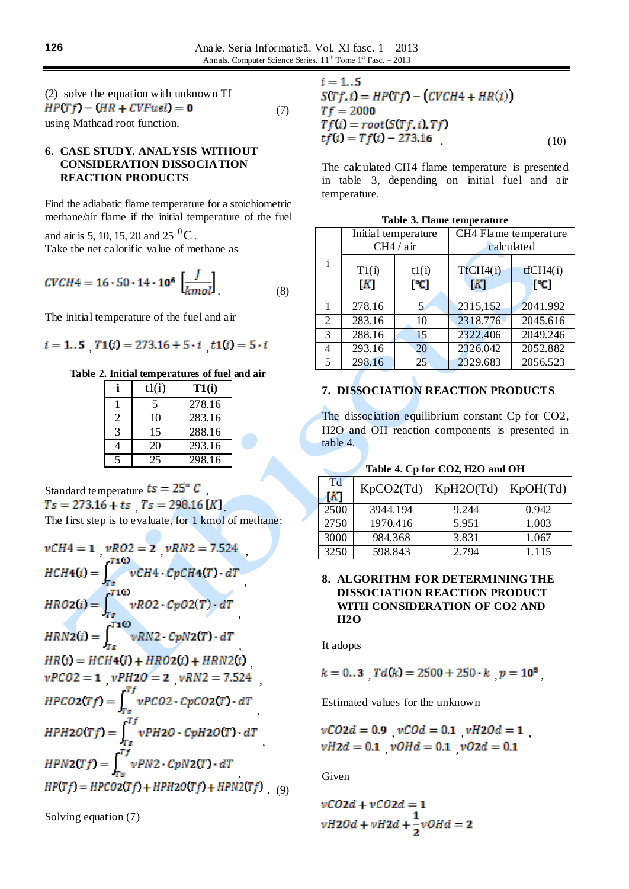(2) solve the equation with unknown Tf

$$HP(Tf) - (HR + CVFuel) = 0 \quad (7)$$

using Mathcad root function.

## 6. CASE STUDY. ANALYSIS WITHOUT CONSIDERATION DISSOCIATION REACTION PRODUCTS

Find the adiabatic flame temperature for a stoichiometric methane/air flame if the initial temperature of the fuel and air is 5, 10, 15, 20 and 25 $^0$C.

Take the net calorific value of methane as

$$CVCH4 = 16 \cdot 50 \cdot 14 \cdot 10^6 \left[\frac{J}{kmol}\right]. \quad (8)$$

The initial temperature of the fuel and air

$i = 1..5$ , $T1(i) = 273.16 + 5 \cdot i$ , $t1(i) = 5 \cdot i$

**Table 2. Initial temperatures of fuel and air**

| i | t1(i) | T1(i) |
|---|---|---|
| 1 | 5 | 278.16 |
| 2 | 10 | 283.16 |
| 3 | 15 | 288.16 |
| 4 | 20 | 293.16 |
| 5 | 25 | 298.16 |

Standard temperature $ts = 25°\ C$ ,

$Ts = 273.16 + ts$ , $Ts = 298.16\ [K]$ .

The first step is to evaluate, for 1 kmol of methane:

$vCH4 = 1$ , $vRO2 = 2$ , $vRN2 = 7.524$ ,

$$HCH4(i) = \int_{Ts}^{T1(i)} vCH4 \cdot CpCH4(T) \cdot dT ,$$

$$HRO2(i) = \int_{Ts}^{T1(i)} vRO2 \cdot CpO2(T) \cdot dT ,$$

$$HRN2(i) = \int_{Ts}^{T1(i)} vRN2 \cdot CpN2(T) \cdot dT ,$$

$HR(i) = HCH4(I) + HRO2(i) + HRN2(i)$ ,

$vPCO2 = 1$ , $vPH2O = 2$ , $vRN2 = 7.524$ ,

$$HPCO2(Tf) = \int_{Ts}^{Tf} vPCO2 \cdot CpCO2(T) \cdot dT ,$$

$$HPH2O(Tf) = \int_{Ts}^{Tf} vPH2O \cdot CpH2O(T) \cdot dT ,$$

$$HPN2(Tf) = \int_{Ts}^{Tf} vPN2 \cdot CpN2(T) \cdot dT ,$$

$$HP(Tf) = HPCO2(Tf) + HPH2O(Tf) + HPN2(Tf) . \quad (9)$$

Solving equation (7)

$i = 1..5$

$S(Tf, i) = HP(Tf) - (CVCH4 + HR(i))$

$Tf = 2000$

$Tf(i) = root(S(Tf, i), Tf)$

$$tf(i) = Tf(i) - 273.16 \quad (10)$$

The calculated CH4 flame temperature is presented in table 3, depending on initial fuel and air temperature.

**Table 3. Flame temperature**

| i | Initial temperature CH4 / air | | CH4 Flame temperature calculated | |
|---|---|---|---|---|
| | T1(i) [K] | t1(i) [ºC] | TfCH4(i) [K] | tfCH4(i) [ºC] |
| 1 | 278.16 | 5 | 2315,152 | 2041.992 |
| 2 | 283.16 | 10 | 2318.776 | 2045.616 |
| 3 | 288.16 | 15 | 2322.406 | 2049.246 |
| 4 | 293.16 | 20 | 2326.042 | 2052.882 |
| 5 | 298.16 | 25 | 2329.683 | 2056.523 |

## 7. DISSOCIATION REACTION PRODUCTS

The dissociation equilibrium constant Cp for CO2, H2O and OH reaction components is presented in table 4.

**Table 4. Cp for CO2, H2O and OH**

| Td [K] | KpCO2(Td) | KpH2O(Td) | KpOH(Td) |
|---|---|---|---|
| 2500 | 3944.194 | 9.244 | 0.942 |
| 2750 | 1970.416 | 5.951 | 1.003 |
| 3000 | 984.368 | 3.831 | 1.067 |
| 3250 | 598.843 | 2.794 | 1.115 |

## 8. ALGORITHM FOR DETERMINING THE DISSOCIATION REACTION PRODUCT WITH CONSIDERATION OF CO2 AND H2O

It adopts

$k = 0..3$ , $Td(k) = 2500 + 250 \cdot k$ , $p = 10^5$ ,

Estimated values for the unknown

$vCO2d = 0.9$ , $vCOd = 0.1$ , $vH2Od = 1$ ,

$vH2d = 0.1$ , $vOHd = 0.1$ , $vO2d = 0.1$

Given

$vCO2d + vCO2d = 1$

$$vH2Od + vH2d + \frac{1}{2} vOHd = 2$$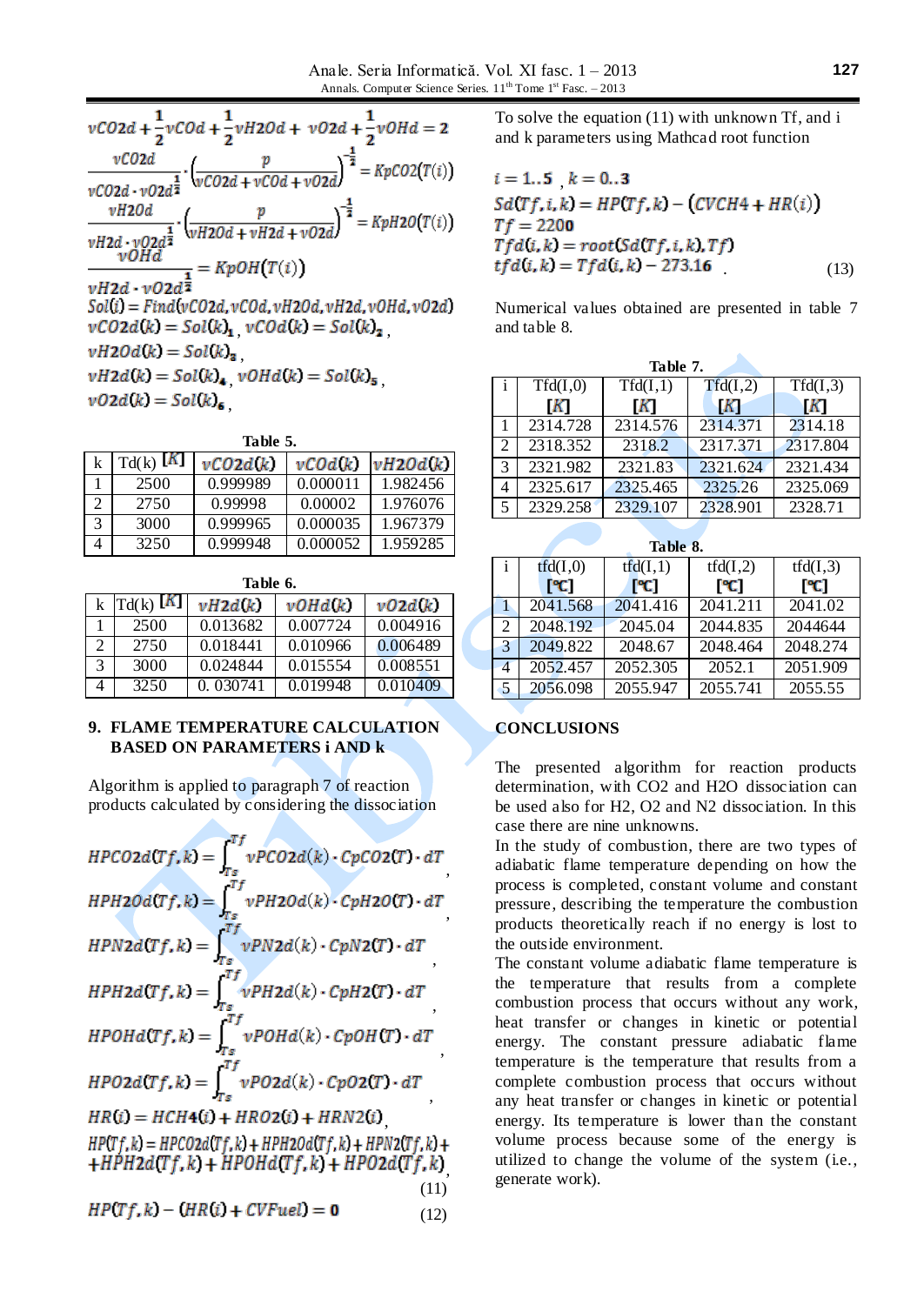$$vCO2d+\frac{1}{2}vCOd+\frac{1}{2}vH2Od+v02d+\frac{1}{2}vOHd=2$$

$$\frac{vCO2d}{vCO2d\cdot v02d^{\frac{1}{2}}}\cdot\left(\frac{p}{vCO2d+vCOd+v02d}\right)^{-\frac{1}{2}}=KpCO2(T(i))$$

$$\frac{vH2Od}{vH2d\cdot v02d^{\frac{1}{2}}}\cdot\left(\frac{p}{vH2Od+vH2d+v02d}\right)^{-\frac{1}{2}}=KpH2O(T(i))$$

$$\frac{vOHd}{vH2d\cdot v02d^{\frac{1}{2}}}=KpOH(T(i))$$

$$Sol(i)=Find(vCO2d,vCOd,vH2Od,vH2d,vOHd,v02d)$$

$vCO2d(k)=Sol(k)_1$, $vCOd(k)=Sol(k)_2$,

$vH2Od(k)=Sol(k)_3$,

$vH2d(k)=Sol(k)_4$, $vOHd(k)=Sol(k)_5$,

$v02d(k)=Sol(k)_6$,

**Table 5.**

| k | Td(k) [K] | $vCO2d(k)$ | $vCOd(k)$ | $vH2Od(k)$ |
|---|---|---|---|---|
| 1 | 2500 | 0.999989 | 0.000011 | 1.982456 |
| 2 | 2750 | 0.99998 | 0.00002 | 1.976076 |
| 3 | 3000 | 0.999965 | 0.000035 | 1.967379 |
| 4 | 3250 | 0.999948 | 0.000052 | 1.959285 |

**Table 6.**

| k | Td(k) [K] | $vH2d(k)$ | $vOHd(k)$ | $vO2d(k)$ |
|---|---|---|---|---|
| 1 | 2500 | 0.013682 | 0.007724 | 0.004916 |
| 2 | 2750 | 0.018441 | 0.010966 | 0.006489 |
| 3 | 3000 | 0.024844 | 0.015554 | 0.008551 |
| 4 | 3250 | 0. 030741 | 0.019948 | 0.010409 |

## 9. FLAME TEMPERATURE CALCULATION BASED ON PARAMETERS i AND k

Algorithm is applied to paragraph 7 of reaction products calculated by considering the dissociation

$$HPCO2d(Tf,k)=\int_{Ts}^{Tf}vPCO2d(k)\cdot CpCO2(T)\cdot dT,$$

$$HPH2Od(Tf,k)=\int_{Ts}^{Tf}vPH2Od(k)\cdot CpH2O(T)\cdot dT,$$

$$HPN2d(Tf,k)=\int_{Ts}^{Tf}vPN2d(k)\cdot CpN2(T)\cdot dT,$$

$$HPH2d(Tf,k)=\int_{Ts}^{Tf}vPH2d(k)\cdot CpH2(T)\cdot dT,$$

$$HPOHd(Tf,k)=\int_{Ts}^{Tf}vPOHd(k)\cdot CpOH(T)\cdot dT,$$

$$HPO2d(Tf,k)=\int_{Ts}^{Tf}vPO2d(k)\cdot CpO2(T)\cdot dT,$$

$$HR(i)=HCH4(i)+HRO2(i)+HRN2(i),$$

$$HP(Tf,k)=HPCO2d(Tf,k)+HPH2Od(Tf,k)+HPN2d(Tf,k)+HPH2d(Tf,k)+HPOHd(Tf,k)+HPO2d(Tf,k),\tag{11}$$

$$HP(Tf,k)-(HR(i)+CVFuel)=0\tag{12}$$

To solve the equation (11) with unknown Tf, and i and k parameters using Mathcad root function

$$i=1..5,\ k=0..3$$
$$Sd(Tf,i,k)=HP(Tf,k)-(CVCH4+HR(i))$$
$$Tf=2200$$
$$Tfd(i,k)=root(Sd(Tf,i,k),Tf)$$
$$tfd(i,k)=Tfd(i,k)-273.16\tag{13}$$

Numerical values obtained are presented in table 7 and table 8.

**Table 7.**

| i | Tfd(I,0) [K] | Tfd(I,1) [K] | Tfd(I,2) [K] | Tfd(I,3) [K] |
|---|---|---|---|---|
| 1 | 2314.728 | 2314.576 | 2314.371 | 2314.18 |
| 2 | 2318.352 | 2318.2 | 2317.371 | 2317.804 |
| 3 | 2321.982 | 2321.83 | 2321.624 | 2321.434 |
| 4 | 2325.617 | 2325.465 | 2325.26 | 2325.069 |
| 5 | 2329.258 | 2329.107 | 2328.901 | 2328.71 |

**Table 8.**

| i | tfd(I,0) [°C] | tfd(I,1) [°C] | tfd(I,2) [°C] | tfd(I,3) [°C] |
|---|---|---|---|---|
| 1 | 2041.568 | 2041.416 | 2041.211 | 2041.02 |
| 2 | 2048.192 | 2045.04 | 2044.835 | 2044644 |
| 3 | 2049.822 | 2048.67 | 2048.464 | 2048.274 |
| 4 | 2052.457 | 2052.305 | 2052.1 | 2051.909 |
| 5 | 2056.098 | 2055.947 | 2055.741 | 2055.55 |

## CONCLUSIONS

The presented algorithm for reaction products determination, with CO2 and H2O dissociation can be used also for H2, O2 and N2 dissociation. In this case there are nine unknowns.

In the study of combustion, there are two types of adiabatic flame temperature depending on how the process is completed, constant volume and constant pressure, describing the temperature the combustion products theoretically reach if no energy is lost to the outside environment.

The constant volume adiabatic flame temperature is the temperature that results from a complete combustion process that occurs without any work, heat transfer or changes in kinetic or potential energy. The constant pressure adiabatic flame temperature is the temperature that results from a complete combustion process that occurs without any heat transfer or changes in kinetic or potential energy. Its temperature is lower than the constant volume process because some of the energy is utilized to change the volume of the system (i.e., generate work).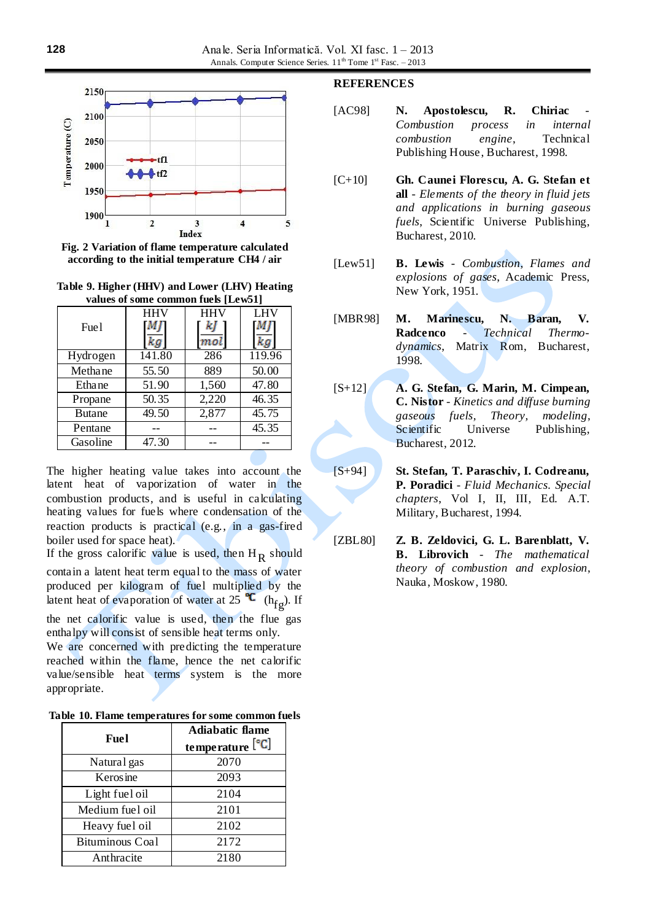2150
2100
2050
2000
1950
1900
Temperature (C)
tf1
tf2
1 2 3 4 5
Index

**Fig. 2 Variation of flame temperature calculated according to the initial temperature CH4 / air**

**Table 9. Higher (HHV) and Lower (LHV) Heating values of some common fuels [Lew51]**

| Fuel | HHV $\left[\frac{MJ}{kg}\right]$ | HHV $\left[\frac{kJ}{mol}\right]$ | LHV $\left[\frac{MJ}{kg}\right]$ |
|---|---|---|---|
| Hydrogen | 141.80 | 286 | 119.96 |
| Methane | 55.50 | 889 | 50.00 |
| Ethane | 51.90 | 1,560 | 47.80 |
| Propane | 50.35 | 2,220 | 46.35 |
| Butane | 49.50 | 2,877 | 45.75 |
| Pentane | -- | -- | 45.35 |
| Gasoline | 47.30 | -- | -- |

The higher heating value takes into account the latent heat of vaporization of water in the combustion products, and is useful in calculating heating values for fuels where condensation of the reaction products is practical (e.g., in a gas-fired boiler used for space heat).
If the gross calorific value is used, then $H_R$ should contain a latent heat term equal to the mass of water produced per kilogram of fuel multiplied by the latent heat of evaporation of water at 25 ℃ ($h_{fg}$). If the net calorific value is used, then the flue gas enthalpy will consist of sensible heat terms only.
We are concerned with predicting the temperature reached within the flame, hence the net calorific value/sensible heat terms system is the more appropriate.

**Table 10. Flame temperatures for some common fuels**

| Fuel | Adiabatic flame temperature [℃] |
|---|---|
| Natural gas | 2070 |
| Kerosine | 2093 |
| Light fuel oil | 2104 |
| Medium fuel oil | 2101 |
| Heavy fuel oil | 2102 |
| Bituminous Coal | 2172 |
| Anthracite | 2180 |

## REFERENCES

[AC98] **N. Apostolescu, R. Chiriac** - *Combustion process in internal combustion engine*, Technical Publishing House, Bucharest, 1998.

[C+10] **Gh. Caunei Florescu, A. G. Stefan et all** - *Elements of the theory in fluid jets and applications in burning gaseous fuels*, Scientific Universe Publishing, Bucharest, 2010.

[Lew51] **B. Lewis** - *Combustion, Flames and explosions of gases*, Academic Press, New York, 1951.

[MBR98] **M. Marinescu, N. Baran, V. Radcenco** - *Technical Thermo-dynamics*, Matrix Rom, Bucharest, 1998.

[S+12] **A. G. Stefan, G. Marin, M. Cimpean, C. Nistor** - *Kinetics and diffuse burning gaseous fuels, Theory, modeling*, Scientific Universe Publishing, Bucharest, 2012.

[S+94] **St. Stefan, T. Paraschiv, I. Codreanu, P. Poradici** - *Fluid Mechanics. Special chapters*, Vol I, II, III, Ed. A.T. Military, Bucharest, 1994.

[ZBL80] **Z. B. Zeldovici, G. L. Barenblatt, V. B. Librovich** - *The mathematical theory of combustion and explosion*, Nauka, Moskow, 1980.